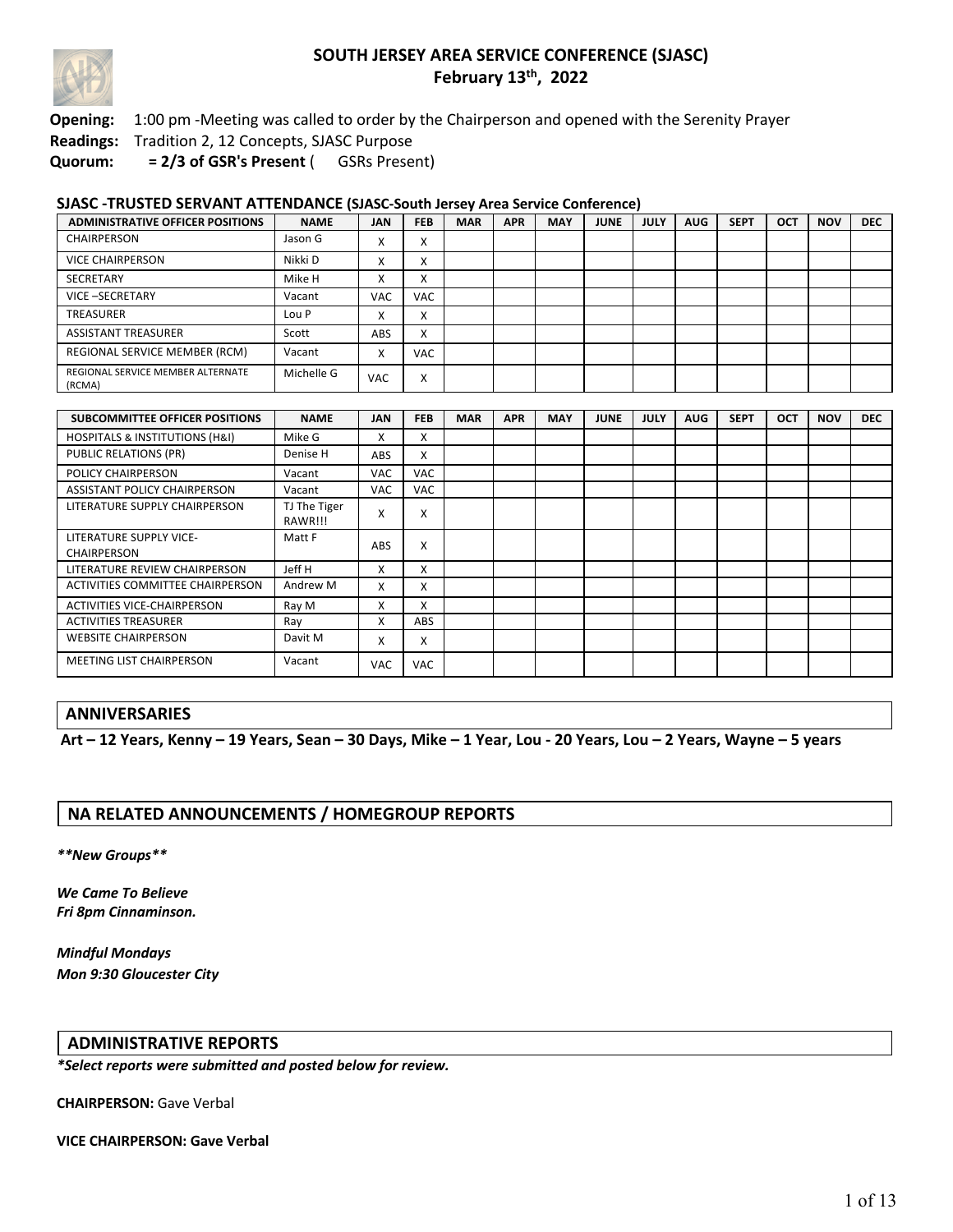# SOUTH JERSEY AREA SERVICE CONFERENCE (SJASC)

## February 13th, 2022

**Opening:** 1:00 pm -Meeting was called to order by the Chairperson and opened with the Serenity Prayer

**Readings:** Tradition 2, 12 Concepts, SJASC Purpose

**Quorum:** **= 2/3 of GSR's Present** ( GSRs Present)

**SJASC -TRUSTED SERVANT ATTENDANCE (SJASC-South Jersey Area Service Conference)**

| ADMINISTRATIVE OFFICER POSITIONS | NAME | JAN | FEB | MAR | APR | MAY | JUNE | JULY | AUG | SEPT | OCT | NOV | DEC |
|---|---|---|---|---|---|---|---|---|---|---|---|---|---|
| CHAIRPERSON | Jason G | X | X | | | | | | | | | | |
| VICE CHAIRPERSON | Nikki D | X | X | | | | | | | | | | |
| SECRETARY | Mike H | X | X | | | | | | | | | | |
| VICE –SECRETARY | Vacant | VAC | VAC | | | | | | | | | | |
| TREASURER | Lou P | X | X | | | | | | | | | | |
| ASSISTANT TREASURER | Scott | ABS | X | | | | | | | | | | |
| REGIONAL SERVICE MEMBER (RCM) | Vacant | X | VAC | | | | | | | | | | |
| REGIONAL SERVICE MEMBER ALTERNATE (RCMA) | Michelle G | VAC | X | | | | | | | | | | |

| SUBCOMMITTEE OFFICER POSITIONS | NAME | JAN | FEB | MAR | APR | MAY | JUNE | JULY | AUG | SEPT | OCT | NOV | DEC |
|---|---|---|---|---|---|---|---|---|---|---|---|---|---|
| HOSPITALS & INSTITUTIONS (H&I) | Mike G | X | X | | | | | | | | | | |
| PUBLIC RELATIONS (PR) | Denise H | ABS | X | | | | | | | | | | |
| POLICY CHAIRPERSON | Vacant | VAC | VAC | | | | | | | | | | |
| ASSISTANT POLICY CHAIRPERSON | Vacant | VAC | VAC | | | | | | | | | | |
| LITERATURE SUPPLY CHAIRPERSON | TJ The Tiger RAWR!!! | X | X | | | | | | | | | | |
| LITERATURE SUPPLY VICE-CHAIRPERSON | Matt F | ABS | X | | | | | | | | | | |
| LITERATURE REVIEW CHAIRPERSON | Jeff H | X | X | | | | | | | | | | |
| ACTIVITIES COMMITTEE CHAIRPERSON | Andrew M | X | X | | | | | | | | | | |
| ACTIVITIES VICE-CHAIRPERSON | Ray M | X | X | | | | | | | | | | |
| ACTIVITIES TREASURER | Ray | X | ABS | | | | | | | | | | |
| WEBSITE CHAIRPERSON | Davit M | X | X | | | | | | | | | | |
| MEETING LIST CHAIRPERSON | Vacant | VAC | VAC | | | | | | | | | | |

## ANNIVERSARIES

**Art – 12 Years, Kenny – 19 Years, Sean – 30 Days, Mike – 1 Year, Lou - 20 Years, Lou – 2 Years, Wayne – 5 years**

## NA RELATED ANNOUNCEMENTS / HOMEGROUP REPORTS

***\*\*New Groups\*\****

***We Came To Believe***
***Fri 8pm Cinnaminson.***

***Mindful Mondays***
***Mon 9:30 Gloucester City***

## ADMINISTRATIVE REPORTS

***\*Select reports were submitted and posted below for review.***

**CHAIRPERSON:** Gave Verbal

**VICE CHAIRPERSON: Gave Verbal**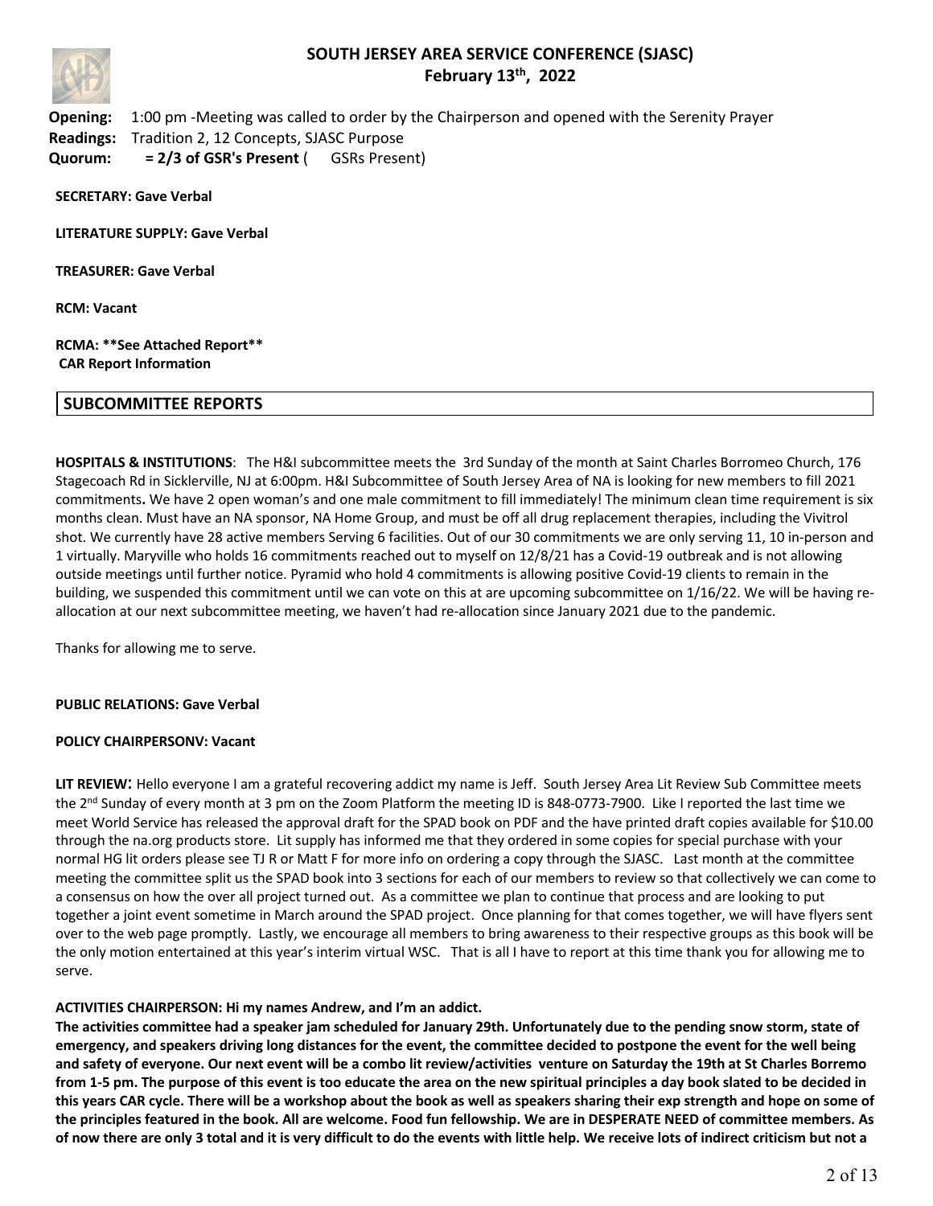# SOUTH JERSEY AREA SERVICE CONFERENCE (SJASC)
## February 13th, 2022

**Opening:** 1:00 pm -Meeting was called to order by the Chairperson and opened with the Serenity Prayer
**Readings:** Tradition 2, 12 Concepts, SJASC Purpose
**Quorum:** **= 2/3 of GSR's Present** ( GSRs Present)

**SECRETARY: Gave Verbal**

**LITERATURE SUPPLY: Gave Verbal**

**TREASURER: Gave Verbal**

**RCM: Vacant**

**RCMA: **See Attached Report****
**CAR Report Information**

## SUBCOMMITTEE REPORTS

**HOSPITALS & INSTITUTIONS**: The H&I subcommittee meets the 3rd Sunday of the month at Saint Charles Borromeo Church, 176 Stagecoach Rd in Sicklerville, NJ at 6:00pm. H&I Subcommittee of South Jersey Area of NA is looking for new members to fill 2021 commitments**.** We have 2 open woman's and one male commitment to fill immediately! The minimum clean time requirement is six months clean. Must have an NA sponsor, NA Home Group, and must be off all drug replacement therapies, including the Vivitrol shot. We currently have 28 active members Serving 6 facilities. Out of our 30 commitments we are only serving 11, 10 in-person and 1 virtually. Maryville who holds 16 commitments reached out to myself on 12/8/21 has a Covid-19 outbreak and is not allowing outside meetings until further notice. Pyramid who hold 4 commitments is allowing positive Covid-19 clients to remain in the building, we suspended this commitment until we can vote on this at are upcoming subcommittee on 1/16/22. We will be having re-allocation at our next subcommittee meeting, we haven't had re-allocation since January 2021 due to the pandemic.

Thanks for allowing me to serve.

**PUBLIC RELATIONS: Gave Verbal**

**POLICY CHAIRPERSONV: Vacant**

**LIT REVIEW**: Hello everyone I am a grateful recovering addict my name is Jeff. South Jersey Area Lit Review Sub Committee meets the 2nd Sunday of every month at 3 pm on the Zoom Platform the meeting ID is 848-0773-7900. Like I reported the last time we meet World Service has released the approval draft for the SPAD book on PDF and the have printed draft copies available for $10.00 through the na.org products store. Lit supply has informed me that they ordered in some copies for special purchase with your normal HG lit orders please see TJ R or Matt F for more info on ordering a copy through the SJASC. Last month at the committee meeting the committee split us the SPAD book into 3 sections for each of our members to review so that collectively we can come to a consensus on how the over all project turned out. As a committee we plan to continue that process and are looking to put together a joint event sometime in March around the SPAD project. Once planning for that comes together, we will have flyers sent over to the web page promptly. Lastly, we encourage all members to bring awareness to their respective groups as this book will be the only motion entertained at this year's interim virtual WSC. That is all I have to report at this time thank you for allowing me to serve.

**ACTIVITIES CHAIRPERSON: Hi my names Andrew, and I'm an addict.**
**The activities committee had a speaker jam scheduled for January 29th. Unfortunately due to the pending snow storm, state of emergency, and speakers driving long distances for the event, the committee decided to postpone the event for the well being and safety of everyone. Our next event will be a combo lit review/activities venture on Saturday the 19th at St Charles Borremo from 1-5 pm. The purpose of this event is too educate the area on the new spiritual principles a day book slated to be decided in this years CAR cycle. There will be a workshop about the book as well as speakers sharing their exp strength and hope on some of the principles featured in the book. All are welcome. Food fun fellowship. We are in DESPERATE NEED of committee members. As of now there are only 3 total and it is very difficult to do the events with little help. We receive lots of indirect criticism but not a**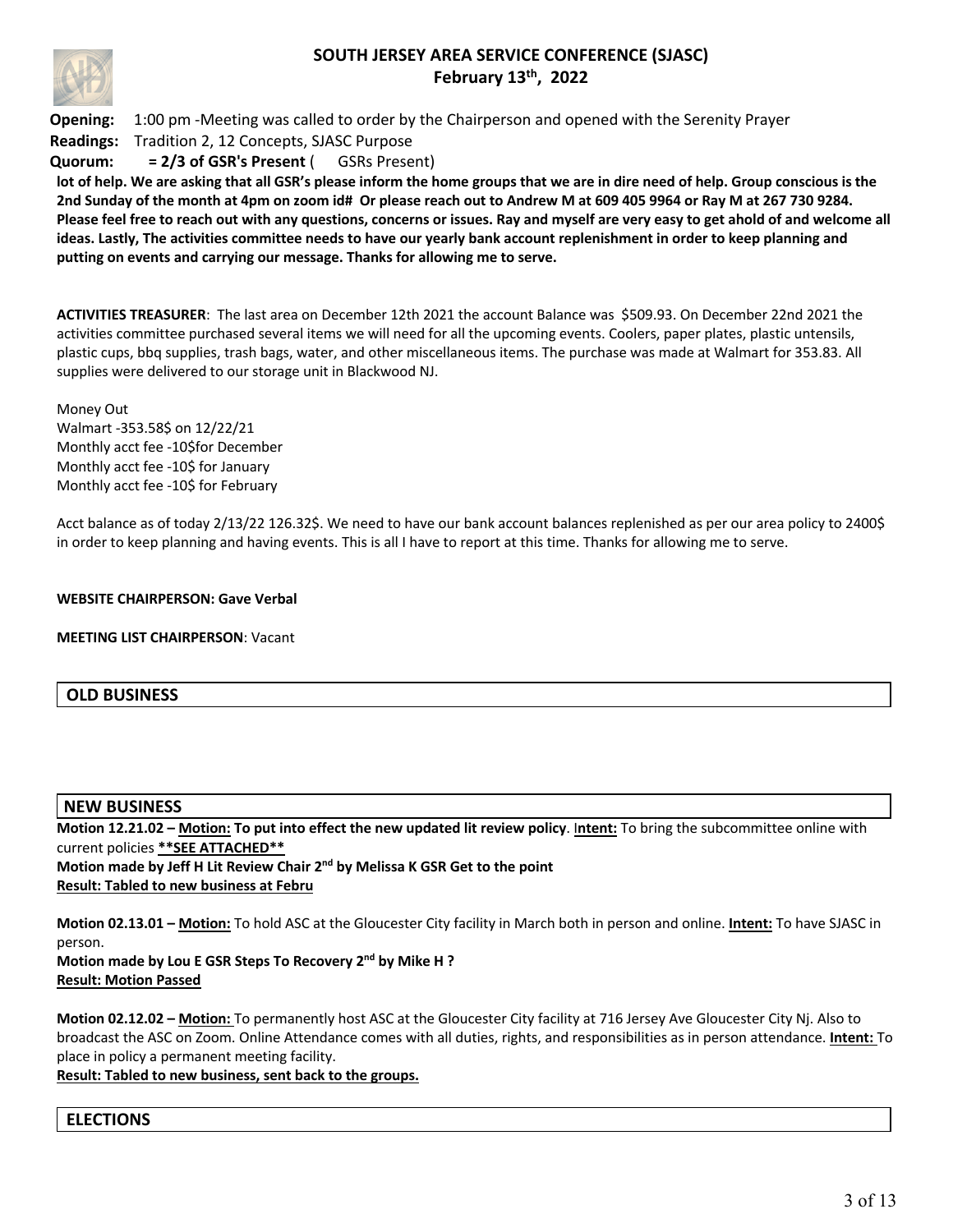**SOUTH JERSEY AREA SERVICE CONFERENCE (SJASC)**
**February 13th, 2022**

**Opening:** 1:00 pm -Meeting was called to order by the Chairperson and opened with the Serenity Prayer
**Readings:** Tradition 2, 12 Concepts, SJASC Purpose
**Quorum:** **= 2/3 of GSR's Present** ( GSRs Present)

**lot of help. We are asking that all GSR's please inform the home groups that we are in dire need of help. Group conscious is the 2nd Sunday of the month at 4pm on zoom id# Or please reach out to Andrew M at 609 405 9964 or Ray M at 267 730 9284. Please feel free to reach out with any questions, concerns or issues. Ray and myself are very easy to get ahold of and welcome all ideas. Lastly, The activities committee needs to have our yearly bank account replenishment in order to keep planning and putting on events and carrying our message. Thanks for allowing me to serve.**

**ACTIVITIES TREASURER**: The last area on December 12th 2021 the account Balance was $509.93. On December 22nd 2021 the activities committee purchased several items we will need for all the upcoming events. Coolers, paper plates, plastic untensils, plastic cups, bbq supplies, trash bags, water, and other miscellaneous items. The purchase was made at Walmart for 353.83. All supplies were delivered to our storage unit in Blackwood NJ.

Money Out
Walmart -353.58$ on 12/22/21
Monthly acct fee -10$for December
Monthly acct fee -10$ for January
Monthly acct fee -10$ for February

Acct balance as of today 2/13/22 126.32$. We need to have our bank account balances replenished as per our area policy to 2400$ in order to keep planning and having events. This is all I have to report at this time. Thanks for allowing me to serve.

**WEBSITE CHAIRPERSON: Gave Verbal**

**MEETING LIST CHAIRPERSON**: Vacant

## OLD BUSINESS

## NEW BUSINESS

**Motion 12.21.02 – Motion: To put into effect the new updated lit review policy**. **Intent:** To bring the subcommittee online with current policies **\*\*SEE ATTACHED\*\***
**Motion made by Jeff H Lit Review Chair 2nd by Melissa K GSR Get to the point**
**Result: Tabled to new business at Febru**

**Motion 02.13.01 – Motion:** To hold ASC at the Gloucester City facility in March both in person and online. **Intent:** To have SJASC in person.
**Motion made by Lou E GSR Steps To Recovery 2nd by Mike H ?**
**Result: Motion Passed**

**Motion 02.12.02 – Motion:** To permanently host ASC at the Gloucester City facility at 716 Jersey Ave Gloucester City Nj. Also to broadcast the ASC on Zoom. Online Attendance comes with all duties, rights, and responsibilities as in person attendance. **Intent:** To place in policy a permanent meeting facility.
**Result: Tabled to new business, sent back to the groups.**

## ELECTIONS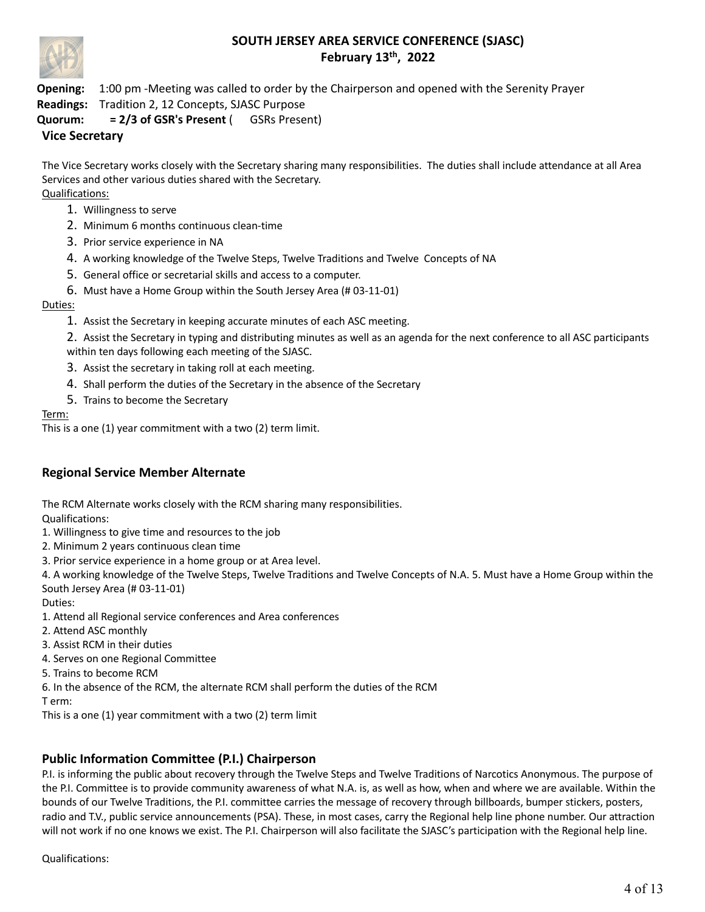## SOUTH JERSEY AREA SERVICE CONFERENCE (SJASC)
### February 13th, 2022

**Opening:** 1:00 pm -Meeting was called to order by the Chairperson and opened with the Serenity Prayer
**Readings:** Tradition 2, 12 Concepts, SJASC Purpose
**Quorum:** **= 2/3 of GSR's Present** ( GSRs Present)

### Vice Secretary

The Vice Secretary works closely with the Secretary sharing many responsibilities. The duties shall include attendance at all Area Services and other various duties shared with the Secretary.

Qualifications:

1. Willingness to serve
2. Minimum 6 months continuous clean-time
3. Prior service experience in NA
4. A working knowledge of the Twelve Steps, Twelve Traditions and Twelve Concepts of NA
5. General office or secretarial skills and access to a computer.
6. Must have a Home Group within the South Jersey Area (# 03-11-01)

Duties:

1. Assist the Secretary in keeping accurate minutes of each ASC meeting.
2. Assist the Secretary in typing and distributing minutes as well as an agenda for the next conference to all ASC participants within ten days following each meeting of the SJASC.
3. Assist the secretary in taking roll at each meeting.
4. Shall perform the duties of the Secretary in the absence of the Secretary
5. Trains to become the Secretary

Term:
This is a one (1) year commitment with a two (2) term limit.

### Regional Service Member Alternate

The RCM Alternate works closely with the RCM sharing many responsibilities.
Qualifications:
1. Willingness to give time and resources to the job
2. Minimum 2 years continuous clean time
3. Prior service experience in a home group or at Area level.
4. A working knowledge of the Twelve Steps, Twelve Traditions and Twelve Concepts of N.A. 5. Must have a Home Group within the South Jersey Area (# 03-11-01)
Duties:
1. Attend all Regional service conferences and Area conferences
2. Attend ASC monthly
3. Assist RCM in their duties
4. Serves on one Regional Committee
5. Trains to become RCM
6. In the absence of the RCM, the alternate RCM shall perform the duties of the RCM
T erm:
This is a one (1) year commitment with a two (2) term limit

### Public Information Committee (P.I.) Chairperson

P.I. is informing the public about recovery through the Twelve Steps and Twelve Traditions of Narcotics Anonymous. The purpose of the P.I. Committee is to provide community awareness of what N.A. is, as well as how, when and where we are available. Within the bounds of our Twelve Traditions, the P.I. committee carries the message of recovery through billboards, bumper stickers, posters, radio and T.V., public service announcements (PSA). These, in most cases, carry the Regional help line phone number. Our attraction will not work if no one knows we exist. The P.I. Chairperson will also facilitate the SJASC's participation with the Regional help line.

Qualifications: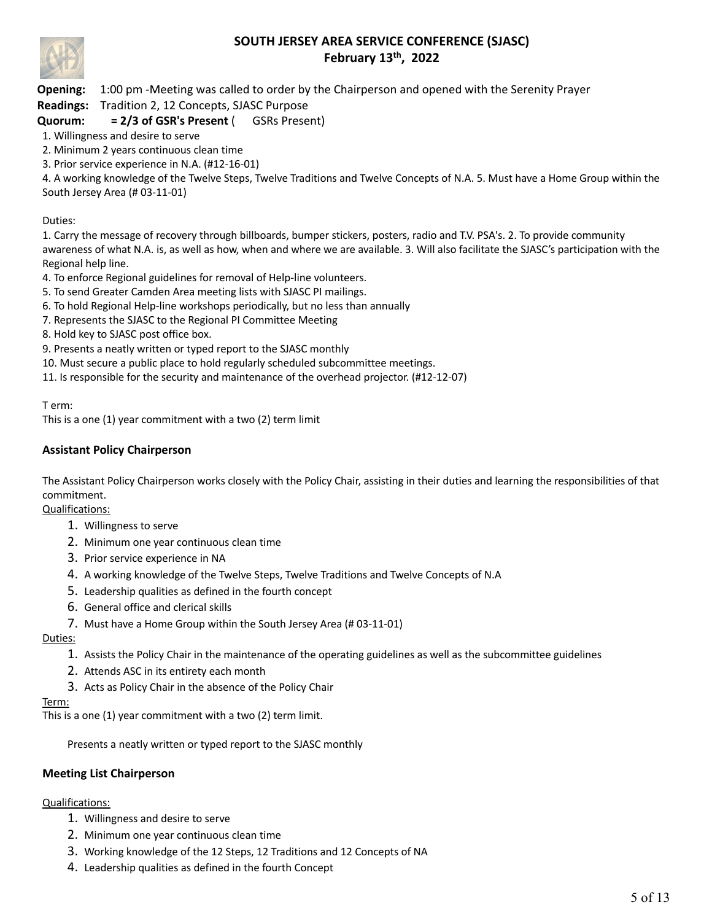**SOUTH JERSEY AREA SERVICE CONFERENCE (SJASC)**
**February 13th, 2022**

**Opening:** 1:00 pm -Meeting was called to order by the Chairperson and opened with the Serenity Prayer
**Readings:** Tradition 2, 12 Concepts, SJASC Purpose
**Quorum:** **= 2/3 of GSR's Present** ( GSRs Present)

1. Willingness and desire to serve
2. Minimum 2 years continuous clean time
3. Prior service experience in N.A. (#12-16-01)
4. A working knowledge of the Twelve Steps, Twelve Traditions and Twelve Concepts of N.A. 5. Must have a Home Group within the South Jersey Area (# 03-11-01)

Duties:

1. Carry the message of recovery through billboards, bumper stickers, posters, radio and T.V. PSA's. 2. To provide community awareness of what N.A. is, as well as how, when and where we are available. 3. Will also facilitate the SJASC's participation with the Regional help line.
4. To enforce Regional guidelines for removal of Help-line volunteers.
5. To send Greater Camden Area meeting lists with SJASC PI mailings.
6. To hold Regional Help-line workshops periodically, but no less than annually
7. Represents the SJASC to the Regional PI Committee Meeting
8. Hold key to SJASC post office box.
9. Presents a neatly written or typed report to the SJASC monthly
10. Must secure a public place to hold regularly scheduled subcommittee meetings.
11. Is responsible for the security and maintenance of the overhead projector. (#12-12-07)

T erm:
This is a one (1) year commitment with a two (2) term limit

### Assistant Policy Chairperson

The Assistant Policy Chairperson works closely with the Policy Chair, assisting in their duties and learning the responsibilities of that commitment.

Qualifications:

1. Willingness to serve
2. Minimum one year continuous clean time
3. Prior service experience in NA
4. A working knowledge of the Twelve Steps, Twelve Traditions and Twelve Concepts of N.A
5. Leadership qualities as defined in the fourth concept
6. General office and clerical skills
7. Must have a Home Group within the South Jersey Area (# 03-11-01)

Duties:

1. Assists the Policy Chair in the maintenance of the operating guidelines as well as the subcommittee guidelines
2. Attends ASC in its entirety each month
3. Acts as Policy Chair in the absence of the Policy Chair

Term:
This is a one (1) year commitment with a two (2) term limit.

Presents a neatly written or typed report to the SJASC monthly

### Meeting List Chairperson

Qualifications:

1. Willingness and desire to serve
2. Minimum one year continuous clean time
3. Working knowledge of the 12 Steps, 12 Traditions and 12 Concepts of NA
4. Leadership qualities as defined in the fourth Concept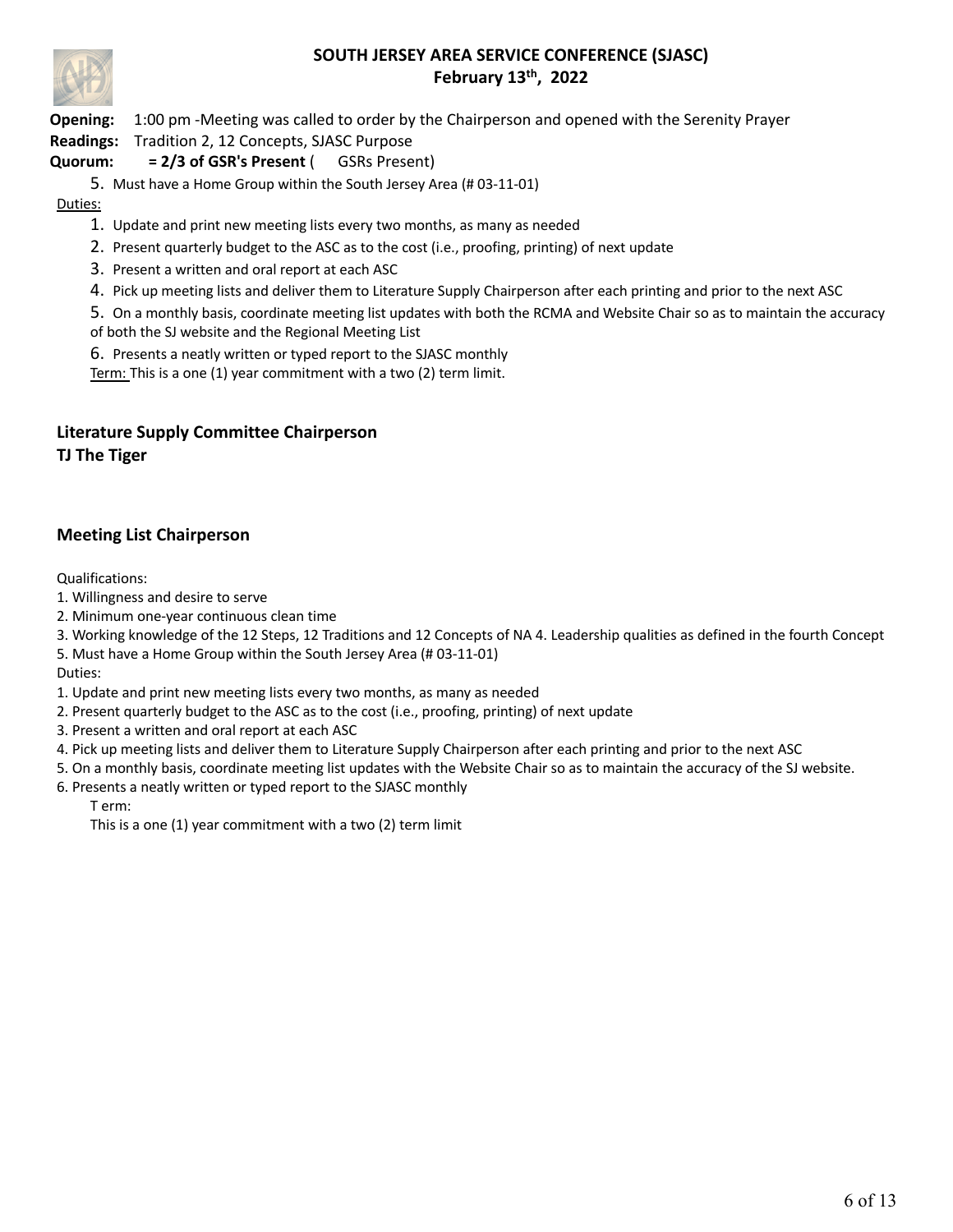**SOUTH JERSEY AREA SERVICE CONFERENCE (SJASC)**
**February 13th, 2022**

**Opening:** 1:00 pm -Meeting was called to order by the Chairperson and opened with the Serenity Prayer
**Readings:** Tradition 2, 12 Concepts, SJASC Purpose
**Quorum: = 2/3 of GSR's Present** ( GSRs Present)

5. Must have a Home Group within the South Jersey Area (# 03-11-01)

Duties:

1. Update and print new meeting lists every two months, as many as needed
2. Present quarterly budget to the ASC as to the cost (i.e., proofing, printing) of next update
3. Present a written and oral report at each ASC
4. Pick up meeting lists and deliver them to Literature Supply Chairperson after each printing and prior to the next ASC
5. On a monthly basis, coordinate meeting list updates with both the RCMA and Website Chair so as to maintain the accuracy of both the SJ website and the Regional Meeting List
6. Presents a neatly written or typed report to the SJASC monthly

Term: This is a one (1) year commitment with a two (2) term limit.

## Literature Supply Committee Chairperson
**TJ The Tiger**

## Meeting List Chairperson

Qualifications:

1. Willingness and desire to serve
2. Minimum one-year continuous clean time
3. Working knowledge of the 12 Steps, 12 Traditions and 12 Concepts of NA 4. Leadership qualities as defined in the fourth Concept
5. Must have a Home Group within the South Jersey Area (# 03-11-01)

Duties:

1. Update and print new meeting lists every two months, as many as needed
2. Present quarterly budget to the ASC as to the cost (i.e., proofing, printing) of next update
3. Present a written and oral report at each ASC
4. Pick up meeting lists and deliver them to Literature Supply Chairperson after each printing and prior to the next ASC
5. On a monthly basis, coordinate meeting list updates with the Website Chair so as to maintain the accuracy of the SJ website.
6. Presents a neatly written or typed report to the SJASC monthly

T erm:

This is a one (1) year commitment with a two (2) term limit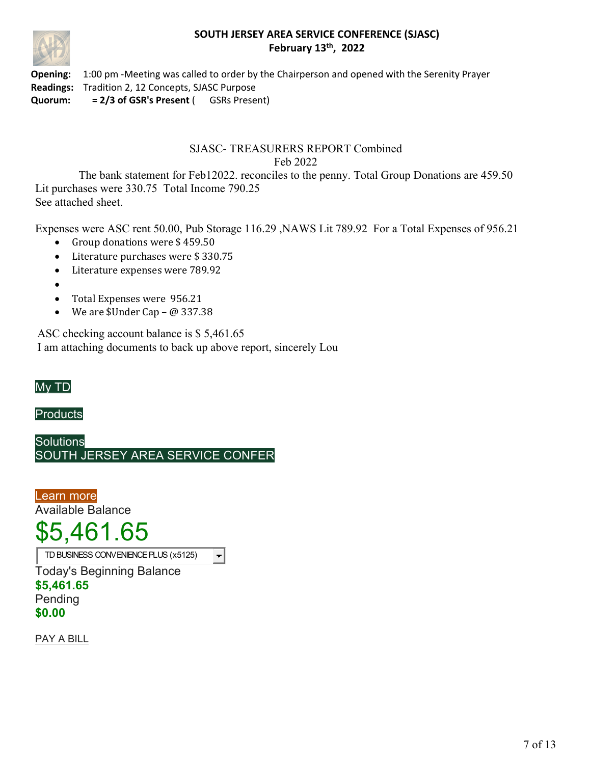# SOUTH JERSEY AREA SERVICE CONFERENCE (SJASC)

**February 13th, 2022**

**Opening:** 1:00 pm -Meeting was called to order by the Chairperson and opened with the Serenity Prayer
**Readings:** Tradition 2, 12 Concepts, SJASC Purpose
**Quorum:** **= 2/3 of GSR's Present** ( GSRs Present)

SJASC- TREASURERS REPORT Combined

Feb 2022

The bank statement for Feb12022. reconciles to the penny. Total Group Donations are 459.50 Lit purchases were 330.75 Total Income 790.25
See attached sheet.

Expenses were ASC rent 50.00, Pub Storage 116.29 ,NAWS Lit 789.92 For a Total Expenses of 956.21

- Group donations were $ 459.50
- Literature purchases were $ 330.75
- Literature expenses were 789.92
-
- Total Expenses were 956.21
- We are $Under Cap – @ 337.38

ASC checking account balance is $ 5,461.65
I am attaching documents to back up above report, sincerely Lou

My TD

Products

Solutions
SOUTH JERSEY AREA SERVICE CONFER

Learn more
Available Balance

$5,461.65

TD BUSINESS CONVENIENCE PLUS (x5125)

Today's Beginning Balance
**$5,461.65**
Pending
**$0.00**

PAY A BILL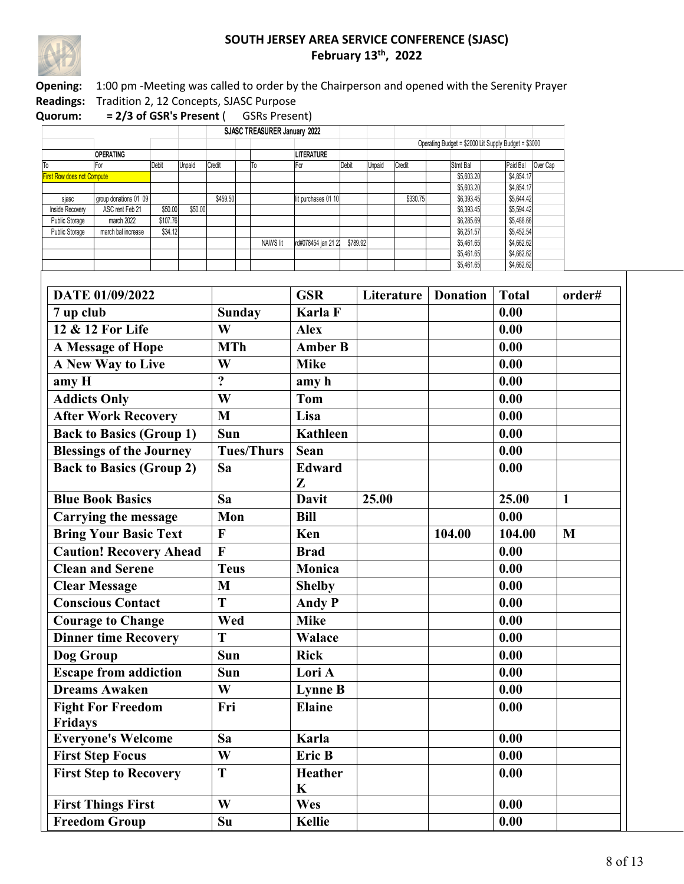## SOUTH JERSEY AREA SERVICE CONFERENCE (SJASC)
## February 13th, 2022

**Opening:** 1:00 pm -Meeting was called to order by the Chairperson and opened with the Serenity Prayer

**Readings:** Tradition 2, 12 Concepts, SJASC Purpose

**Quorum:** **= 2/3 of GSR's Present** ( GSRs Present)

**SJASC TREASURER January 2022**

Operating Budget = $2000 Lit Supply Budget = $3000

| OPERATING | | | | | | LITERATURE | | | | | | |
|---|---|---|---|---|---|---|---|---|---|---|---|---|
| To | For | Debit | Unpaid | Credit | To | For | Debit | Unpaid | Credit | Stmt Bal | Paid Bal | Over Cap |
| First Row does not Compute | | | | | | | | | | $5,603.20 | $4,854.17 | |
| | | | | | | | | | | $5,603.20 | $4,854.17 | |
| sjasc | group donations 01 09 | | | $459.50 | | lit purchases 01 10 | | | $330.75 | $6,393.45 | $5,644.42 | |
| Inside Recovery | ASC rent Feb 21 | $50.00 | $50.00 | | | | | | | $6,393.45 | $5,594.42 | |
| Public Storage | march 2022 | $107.76 | | | | | | | | $6,285.69 | $5,486.66 | |
| Public Storage | march bal increase | $34.12 | | | | | | | | $6,251.57 | $5,452.54 | |
| | | | | | NAWS lit | rd#078454 jan 21 2 | $789.92 | | | $5,461.65 | $4,662.62 | |
| | | | | | | | | | | $5,461.65 | $4,662.62 | |
| | | | | | | | | | | $5,461.65 | $4,662.62 | |

| DATE 01/09/2022 | | GSR | Literature | Donation | Total | order# |
|---|---|---|---|---|---|---|
| 7 up club | Sunday | Karla F | | | 0.00 | |
| 12 & 12 For Life | W | Alex | | | 0.00 | |
| A Message of Hope | MTh | Amber B | | | 0.00 | |
| A New Way to Live | W | Mike | | | 0.00 | |
| amy H | ? | amy h | | | 0.00 | |
| Addicts Only | W | Tom | | | 0.00 | |
| After Work Recovery | M | Lisa | | | 0.00 | |
| Back to Basics (Group 1) | Sun | Kathleen | | | 0.00 | |
| Blessings of the Journey | Tues/Thurs | Sean | | | 0.00 | |
| Back to Basics (Group 2) | Sa | Edward Z | | | 0.00 | |
| Blue Book Basics | Sa | Davit | 25.00 | | 25.00 | 1 |
| Carrying the message | Mon | Bill | | | 0.00 | |
| Bring Your Basic Text | F | Ken | | 104.00 | 104.00 | M |
| Caution! Recovery Ahead | F | Brad | | | 0.00 | |
| Clean and Serene | Teus | Monica | | | 0.00 | |
| Clear Message | M | Shelby | | | 0.00 | |
| Conscious Contact | T | Andy P | | | 0.00 | |
| Courage to Change | Wed | Mike | | | 0.00 | |
| Dinner time Recovery | T | Walace | | | 0.00 | |
| Dog Group | Sun | Rick | | | 0.00 | |
| Escape from addiction | Sun | Lori A | | | 0.00 | |
| Dreams Awaken | W | Lynne B | | | 0.00 | |
| Fight For Freedom Fridays | Fri | Elaine | | | 0.00 | |
| Everyone's Welcome | Sa | Karla | | | 0.00 | |
| First Step Focus | W | Eric B | | | 0.00 | |
| First Step to Recovery | T | Heather K | | | 0.00 | |
| First Things First | W | Wes | | | 0.00 | |
| Freedom Group | Su | Kellie | | | 0.00 | |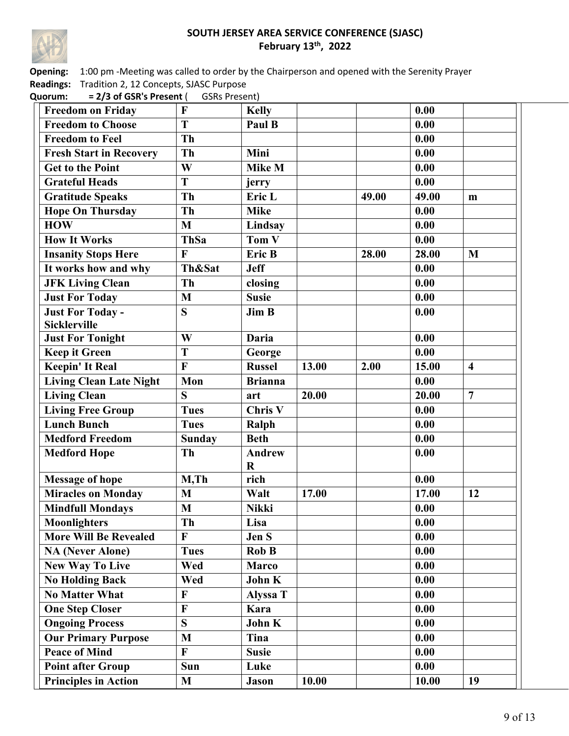**SOUTH JERSEY AREA SERVICE CONFERENCE (SJASC)**
**February 13th, 2022**

**Opening:** 1:00 pm -Meeting was called to order by the Chairperson and opened with the Serenity Prayer
**Readings:** Tradition 2, 12 Concepts, SJASC Purpose
**Quorum:** **= 2/3 of GSR's Present** ( GSRs Present)

| | | | | | | |
|---|---|---|---|---|---|---|
| **Freedom on Friday** | **F** | **Kelly** | | | **0.00** | |
| **Freedom to Choose** | **T** | **Paul B** | | | **0.00** | |
| **Freedom to Feel** | **Th** | | | | **0.00** | |
| **Fresh Start in Recovery** | **Th** | **Mini** | | | **0.00** | |
| **Get to the Point** | **W** | **Mike M** | | | **0.00** | |
| **Grateful Heads** | **T** | **jerry** | | | **0.00** | |
| **Gratitude Speaks** | **Th** | **Eric L** | | **49.00** | **49.00** | **m** |
| **Hope On Thursday** | **Th** | **Mike** | | | **0.00** | |
| **HOW** | **M** | **Lindsay** | | | **0.00** | |
| **How It Works** | **ThSa** | **Tom V** | | | **0.00** | |
| **Insanity Stops Here** | **F** | **Eric B** | | **28.00** | **28.00** | **M** |
| **It works how and why** | **Th&Sat** | **Jeff** | | | **0.00** | |
| **JFK Living Clean** | **Th** | **closing** | | | **0.00** | |
| **Just For Today** | **M** | **Susie** | | | **0.00** | |
| **Just For Today - Sicklerville** | **S** | **Jim B** | | | **0.00** | |
| **Just For Tonight** | **W** | **Daria** | | | **0.00** | |
| **Keep it Green** | **T** | **George** | | | **0.00** | |
| **Keepin' It Real** | **F** | **Russel** | **13.00** | **2.00** | **15.00** | **4** |
| **Living Clean Late Night** | **Mon** | **Brianna** | | | **0.00** | |
| **Living Clean** | **S** | **art** | **20.00** | | **20.00** | **7** |
| **Living Free Group** | **Tues** | **Chris V** | | | **0.00** | |
| **Lunch Bunch** | **Tues** | **Ralph** | | | **0.00** | |
| **Medford Freedom** | **Sunday** | **Beth** | | | **0.00** | |
| **Medford Hope** | **Th** | **Andrew R** | | | **0.00** | |
| **Message of hope** | **M,Th** | **rich** | | | **0.00** | |
| **Miracles on Monday** | **M** | **Walt** | **17.00** | | **17.00** | **12** |
| **Mindfull Mondays** | **M** | **Nikki** | | | **0.00** | |
| **Moonlighters** | **Th** | **Lisa** | | | **0.00** | |
| **More Will Be Revealed** | **F** | **Jen S** | | | **0.00** | |
| **NA (Never Alone)** | **Tues** | **Rob B** | | | **0.00** | |
| **New Way To Live** | **Wed** | **Marco** | | | **0.00** | |
| **No Holding Back** | **Wed** | **John K** | | | **0.00** | |
| **No Matter What** | **F** | **Alyssa T** | | | **0.00** | |
| **One Step Closer** | **F** | **Kara** | | | **0.00** | |
| **Ongoing Process** | **S** | **John K** | | | **0.00** | |
| **Our Primary Purpose** | **M** | **Tina** | | | **0.00** | |
| **Peace of Mind** | **F** | **Susie** | | | **0.00** | |
| **Point after Group** | **Sun** | **Luke** | | | **0.00** | |
| **Principles in Action** | **M** | **Jason** | **10.00** | | **10.00** | **19** |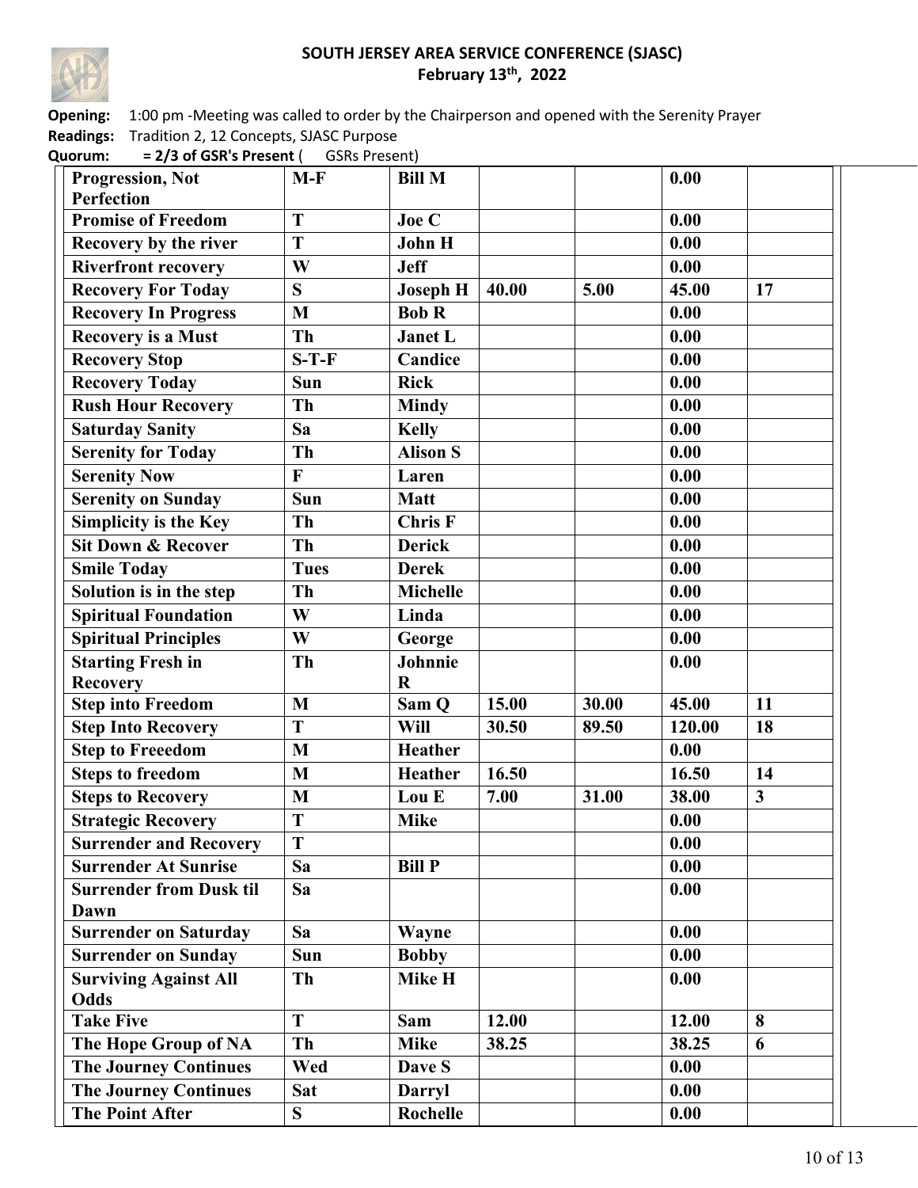**SOUTH JERSEY AREA SERVICE CONFERENCE (SJASC)**
**February 13th, 2022**

**Opening:** 1:00 pm -Meeting was called to order by the Chairperson and opened with the Serenity Prayer
**Readings:** Tradition 2, 12 Concepts, SJASC Purpose
**Quorum:** **= 2/3 of GSR's Present** ( GSRs Present)

| | | | | | | |
|---|---|---|---|---|---|---|
| **Progression, Not Perfection** | **M-F** | **Bill M** | | | **0.00** | |
| **Promise of Freedom** | **T** | **Joe C** | | | **0.00** | |
| **Recovery by the river** | **T** | **John H** | | | **0.00** | |
| **Riverfront recovery** | **W** | **Jeff** | | | **0.00** | |
| **Recovery For Today** | **S** | **Joseph H** | **40.00** | **5.00** | **45.00** | **17** |
| **Recovery In Progress** | **M** | **Bob R** | | | **0.00** | |
| **Recovery is a Must** | **Th** | **Janet L** | | | **0.00** | |
| **Recovery Stop** | **S-T-F** | **Candice** | | | **0.00** | |
| **Recovery Today** | **Sun** | **Rick** | | | **0.00** | |
| **Rush Hour Recovery** | **Th** | **Mindy** | | | **0.00** | |
| **Saturday Sanity** | **Sa** | **Kelly** | | | **0.00** | |
| **Serenity for Today** | **Th** | **Alison S** | | | **0.00** | |
| **Serenity Now** | **F** | **Laren** | | | **0.00** | |
| **Serenity on Sunday** | **Sun** | **Matt** | | | **0.00** | |
| **Simplicity is the Key** | **Th** | **Chris F** | | | **0.00** | |
| **Sit Down & Recover** | **Th** | **Derick** | | | **0.00** | |
| **Smile Today** | **Tues** | **Derek** | | | **0.00** | |
| **Solution is in the step** | **Th** | **Michelle** | | | **0.00** | |
| **Spiritual Foundation** | **W** | **Linda** | | | **0.00** | |
| **Spiritual Principles** | **W** | **George** | | | **0.00** | |
| **Starting Fresh in Recovery** | **Th** | **Johnnie R** | | | **0.00** | |
| **Step into Freedom** | **M** | **Sam Q** | **15.00** | **30.00** | **45.00** | **11** |
| **Step Into Recovery** | **T** | **Will** | **30.50** | **89.50** | **120.00** | **18** |
| **Step to Freeedom** | **M** | **Heather** | | | **0.00** | |
| **Steps to freedom** | **M** | **Heather** | **16.50** | | **16.50** | **14** |
| **Steps to Recovery** | **M** | **Lou E** | **7.00** | **31.00** | **38.00** | **3** |
| **Strategic Recovery** | **T** | **Mike** | | | **0.00** | |
| **Surrender and Recovery** | **T** | | | | **0.00** | |
| **Surrender At Sunrise** | **Sa** | **Bill P** | | | **0.00** | |
| **Surrender from Dusk til Dawn** | **Sa** | | | | **0.00** | |
| **Surrender on Saturday** | **Sa** | **Wayne** | | | **0.00** | |
| **Surrender on Sunday** | **Sun** | **Bobby** | | | **0.00** | |
| **Surviving Against All Odds** | **Th** | **Mike H** | | | **0.00** | |
| **Take Five** | **T** | **Sam** | **12.00** | | **12.00** | **8** |
| **The Hope Group of NA** | **Th** | **Mike** | **38.25** | | **38.25** | **6** |
| **The Journey Continues** | **Wed** | **Dave S** | | | **0.00** | |
| **The Journey Continues** | **Sat** | **Darryl** | | | **0.00** | |
| **The Point After** | **S** | **Rochelle** | | | **0.00** | |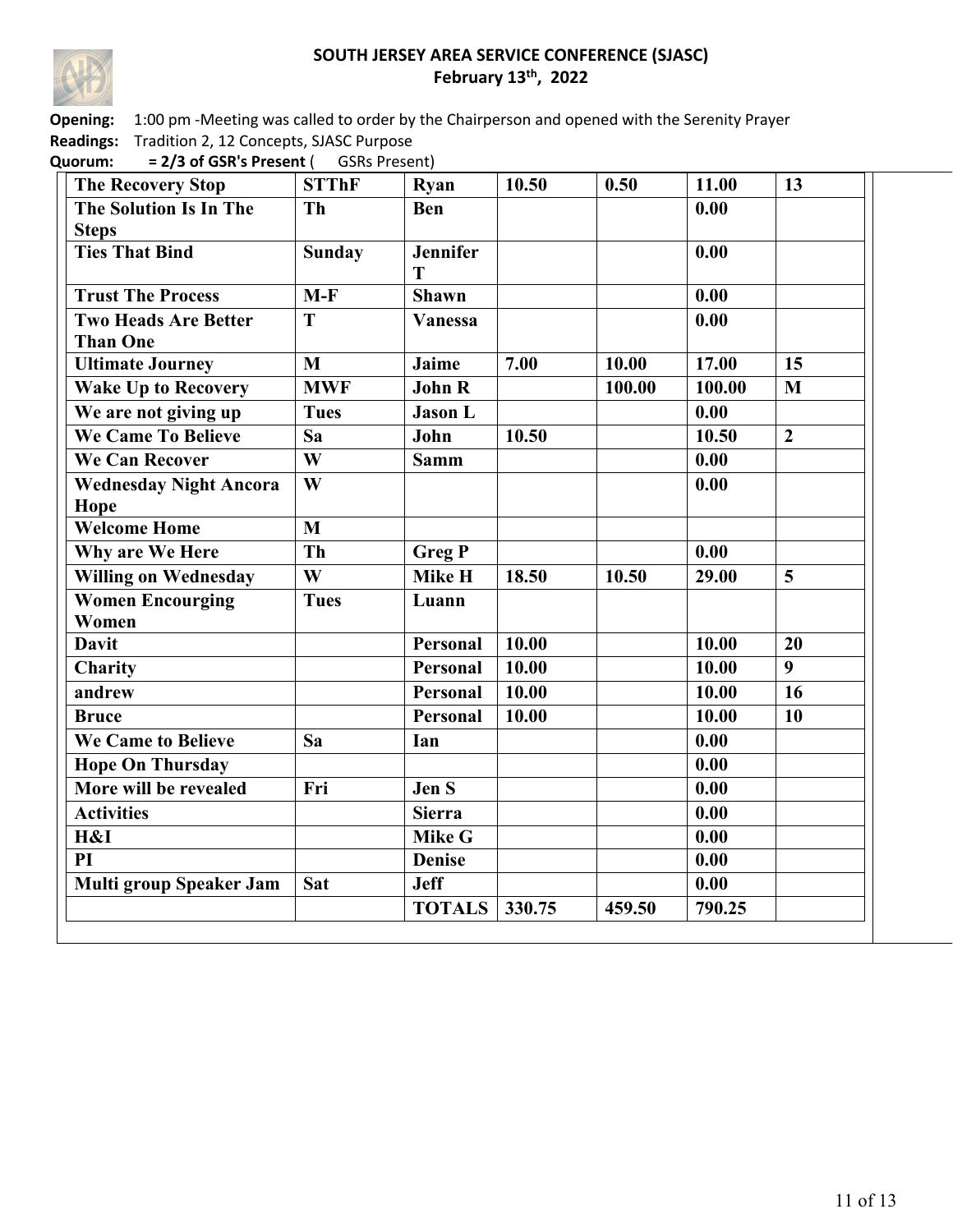**SOUTH JERSEY AREA SERVICE CONFERENCE (SJASC)**
**February 13th, 2022**

**Opening:** 1:00 pm -Meeting was called to order by the Chairperson and opened with the Serenity Prayer
**Readings:** Tradition 2, 12 Concepts, SJASC Purpose
**Quorum:** **= 2/3 of GSR's Present** ( GSRs Present)

| | | | | | | |
|---|---|---|---|---|---|---|
| **The Recovery Stop** | **STThF** | **Ryan** | **10.50** | **0.50** | **11.00** | **13** |
| **The Solution Is In The Steps** | **Th** | **Ben** | | | **0.00** | |
| **Ties That Bind** | **Sunday** | **Jennifer T** | | | **0.00** | |
| **Trust The Process** | **M-F** | **Shawn** | | | **0.00** | |
| **Two Heads Are Better Than One** | **T** | **Vanessa** | | | **0.00** | |
| **Ultimate Journey** | **M** | **Jaime** | **7.00** | **10.00** | **17.00** | **15** |
| **Wake Up to Recovery** | **MWF** | **John R** | | **100.00** | **100.00** | **M** |
| **We are not giving up** | **Tues** | **Jason L** | | | **0.00** | |
| **We Came To Believe** | **Sa** | **John** | **10.50** | | **10.50** | **2** |
| **We Can Recover** | **W** | **Samm** | | | **0.00** | |
| **Wednesday Night Ancora Hope** | **W** | | | | **0.00** | |
| **Welcome Home** | **M** | | | | | |
| **Why are We Here** | **Th** | **Greg P** | | | **0.00** | |
| **Willing on Wednesday** | **W** | **Mike H** | **18.50** | **10.50** | **29.00** | **5** |
| **Women Encourging Women** | **Tues** | **Luann** | | | | |
| **Davit** | | **Personal** | **10.00** | | **10.00** | **20** |
| **Charity** | | **Personal** | **10.00** | | **10.00** | **9** |
| **andrew** | | **Personal** | **10.00** | | **10.00** | **16** |
| **Bruce** | | **Personal** | **10.00** | | **10.00** | **10** |
| **We Came to Believe** | **Sa** | **Ian** | | | **0.00** | |
| **Hope On Thursday** | | | | | **0.00** | |
| **More will be revealed** | **Fri** | **Jen S** | | | **0.00** | |
| **Activities** | | **Sierra** | | | **0.00** | |
| **H&I** | | **Mike G** | | | **0.00** | |
| **PI** | | **Denise** | | | **0.00** | |
| **Multi group Speaker Jam** | **Sat** | **Jeff** | | | **0.00** | |
| | | **TOTALS** | **330.75** | **459.50** | **790.25** | |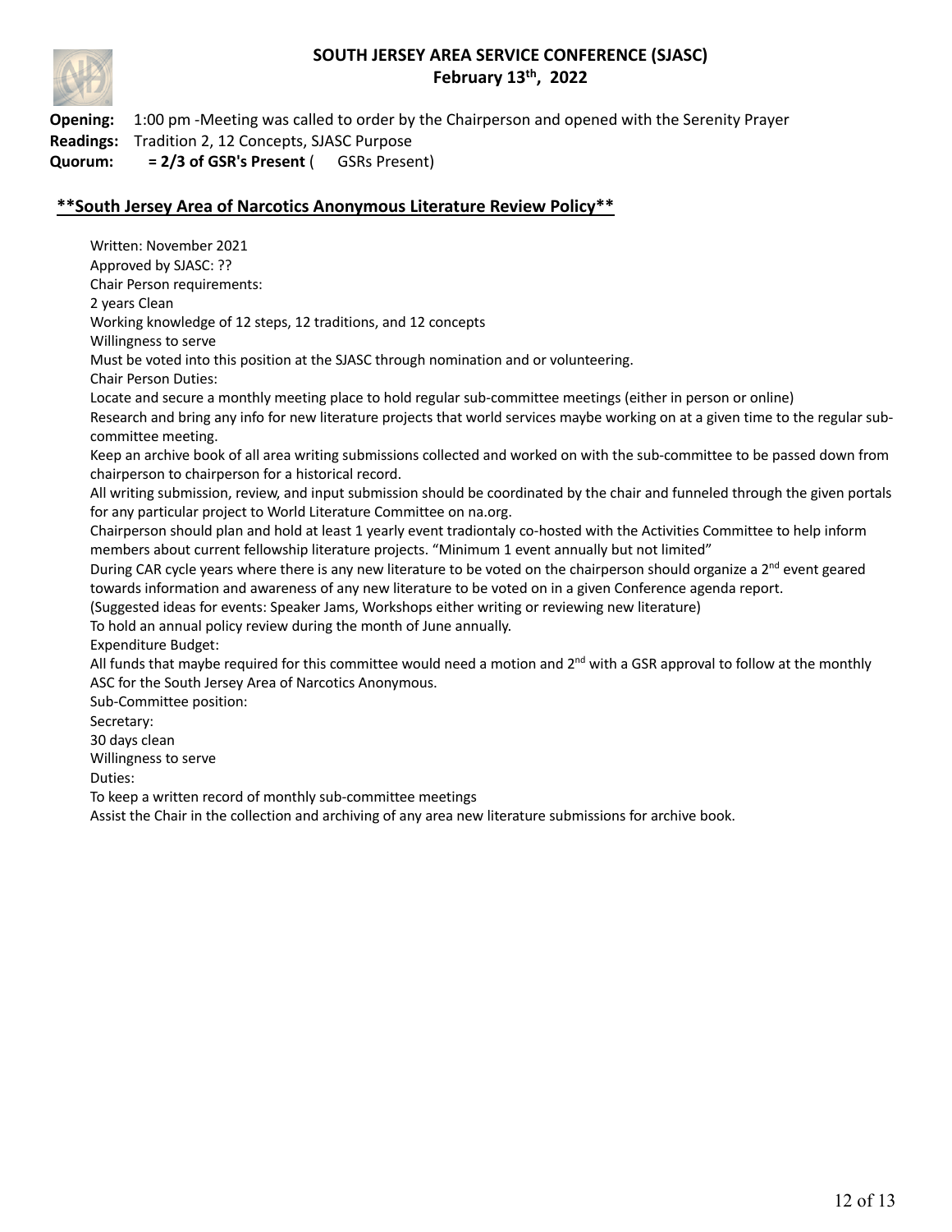# SOUTH JERSEY AREA SERVICE CONFERENCE (SJASC)

**February 13th, 2022**

**Opening:** 1:00 pm -Meeting was called to order by the Chairperson and opened with the Serenity Prayer

**Readings:** Tradition 2, 12 Concepts, SJASC Purpose

**Quorum:** **= 2/3 of GSR's Present** ( GSRs Present)

## **\*\*South Jersey Area of Narcotics Anonymous Literature Review Policy\*\***

Written: November 2021

Approved by SJASC: ??

Chair Person requirements:

2 years Clean

Working knowledge of 12 steps, 12 traditions, and 12 concepts

Willingness to serve

Must be voted into this position at the SJASC through nomination and or volunteering.

Chair Person Duties:

Locate and secure a monthly meeting place to hold regular sub-committee meetings (either in person or online)

Research and bring any info for new literature projects that world services maybe working on at a given time to the regular sub-committee meeting.

Keep an archive book of all area writing submissions collected and worked on with the sub-committee to be passed down from chairperson to chairperson for a historical record.

All writing submission, review, and input submission should be coordinated by the chair and funneled through the given portals for any particular project to World Literature Committee on na.org.

Chairperson should plan and hold at least 1 yearly event tradiontaly co-hosted with the Activities Committee to help inform members about current fellowship literature projects. "Minimum 1 event annually but not limited"

During CAR cycle years where there is any new literature to be voted on the chairperson should organize a 2nd event geared towards information and awareness of any new literature to be voted on in a given Conference agenda report.

(Suggested ideas for events: Speaker Jams, Workshops either writing or reviewing new literature)

To hold an annual policy review during the month of June annually.

Expenditure Budget:

All funds that maybe required for this committee would need a motion and 2nd with a GSR approval to follow at the monthly ASC for the South Jersey Area of Narcotics Anonymous.

Sub-Committee position:

Secretary:

30 days clean

Willingness to serve

Duties:

To keep a written record of monthly sub-committee meetings

Assist the Chair in the collection and archiving of any area new literature submissions for archive book.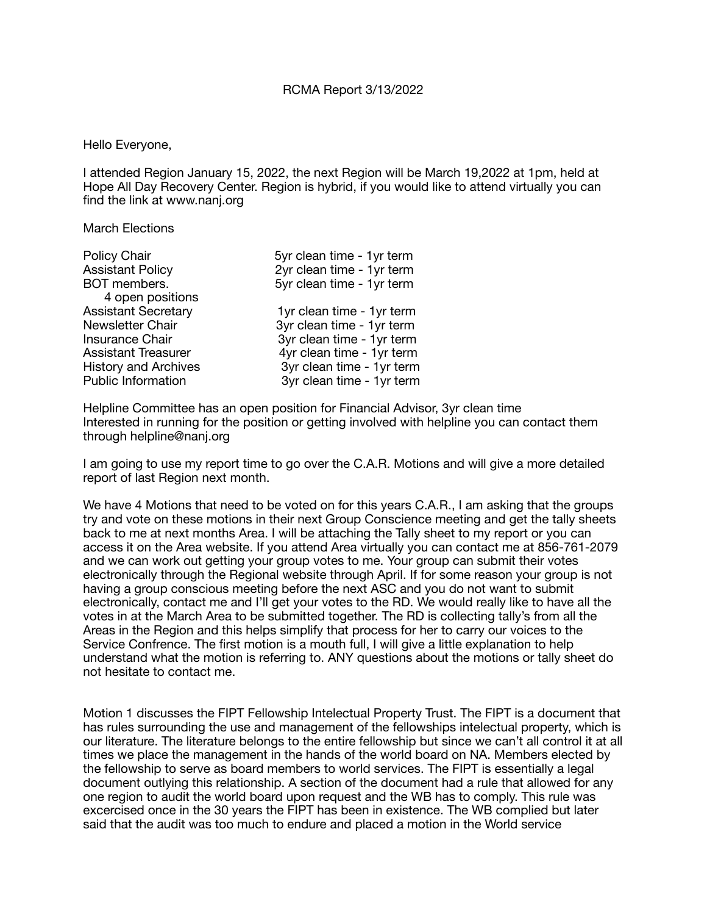RCMA Report 3/13/2022

Hello Everyone,

I attended Region January 15, 2022, the next Region will be March 19,2022 at 1pm, held at Hope All Day Recovery Center. Region is hybrid, if you would like to attend virtually you can find the link at www.nanj.org

March Elections

| | |
|---|---|
| Policy Chair | 5yr clean time - 1yr term |
| Assistant Policy | 2yr clean time - 1yr term |
| BOT members. 4 open positions | 5yr clean time - 1yr term |
| Assistant Secretary | 1yr clean time - 1yr term |
| Newsletter Chair | 3yr clean time - 1yr term |
| Insurance Chair | 3yr clean time - 1yr term |
| Assistant Treasurer | 4yr clean time - 1yr term |
| History and Archives | 3yr clean time - 1yr term |
| Public Information | 3yr clean time - 1yr term |

Helpline Committee has an open position for Financial Advisor, 3yr clean time
Interested in running for the position or getting involved with helpline you can contact them through helpline@nanj.org

I am going to use my report time to go over the C.A.R. Motions and will give a more detailed report of last Region next month.

We have 4 Motions that need to be voted on for this years C.A.R., I am asking that the groups try and vote on these motions in their next Group Conscience meeting and get the tally sheets back to me at next months Area. I will be attaching the Tally sheet to my report or you can access it on the Area website. If you attend Area virtually you can contact me at 856-761-2079 and we can work out getting your group votes to me. Your group can submit their votes electronically through the Regional website through April. If for some reason your group is not having a group conscious meeting before the next ASC and you do not want to submit electronically, contact me and I'll get your votes to the RD. We would really like to have all the votes in at the March Area to be submitted together. The RD is collecting tally's from all the Areas in the Region and this helps simplify that process for her to carry our voices to the Service Confrence. The first motion is a mouth full, I will give a little explanation to help understand what the motion is referring to. ANY questions about the motions or tally sheet do not hesitate to contact me.

Motion 1 discusses the FIPT Fellowship Intelectual Property Trust. The FIPT is a document that has rules surrounding the use and management of the fellowships intelectual property, which is our literature. The literature belongs to the entire fellowship but since we can't all control it at all times we place the management in the hands of the world board on NA. Members elected by the fellowship to serve as board members to world services. The FIPT is essentially a legal document outlying this relationship. A section of the document had a rule that allowed for any one region to audit the world board upon request and the WB has to comply. This rule was excercised once in the 30 years the FIPT has been in existence. The WB complied but later said that the audit was too much to endure and placed a motion in the World service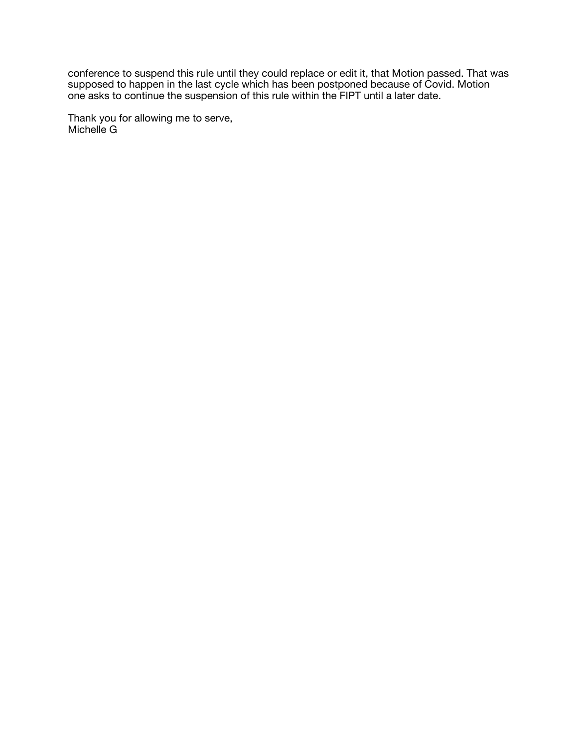conference to suspend this rule until they could replace or edit it, that Motion passed. That was supposed to happen in the last cycle which has been postponed because of Covid. Motion one asks to continue the suspension of this rule within the FIPT until a later date.

Thank you for allowing me to serve,
Michelle G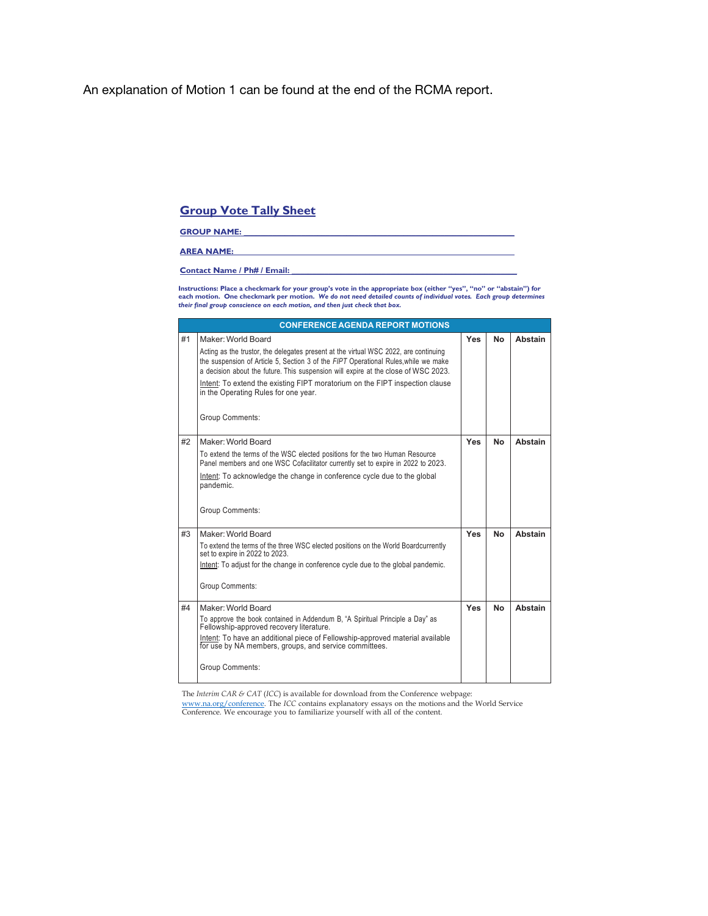An explanation of Motion 1 can be found at the end of the RCMA report.

## Group Vote Tally Sheet

**GROUP NAME:** \_\_\_\_\_\_\_\_\_\_\_\_\_\_\_\_\_\_\_\_\_\_\_\_\_\_\_\_\_\_\_\_\_\_\_\_\_\_\_\_\_\_\_\_\_\_\_\_

**AREA NAME:** \_\_\_\_\_\_\_\_\_\_\_\_\_\_\_\_\_\_\_\_\_\_\_\_\_\_\_\_\_\_\_\_\_\_\_\_\_\_\_\_\_\_\_\_\_\_\_\_\_\_

**Contact Name / Ph# / Email:** \_\_\_\_\_\_\_\_\_\_\_\_\_\_\_\_\_\_\_\_\_\_\_\_\_\_\_\_\_\_\_\_\_\_\_\_\_\_

**Instructions: Place a checkmark for your group's vote in the appropriate box (either "yes", "no" or "abstain") for each motion. One checkmark per motion.** ***We do not need detailed counts of individual votes. Each group determines their final group conscience on each motion, and then just check that box.***

| CONFERENCE AGENDA REPORT MOTIONS | | | | |
|---|---|---|---|---|
| #1 | Maker: World Board<br><br>Acting as the trustor, the delegates present at the virtual WSC 2022, are continuing the suspension of Article 5, Section 3 of the *FIPT* Operational Rules,while we make a decision about the future. This suspension will expire at the close of WSC 2023.<br><br>Intent: To extend the existing FIPT moratorium on the FIPT inspection clause in the Operating Rules for one year.<br><br>Group Comments: | **Yes** | **No** | **Abstain** |
| #2 | Maker: World Board<br><br>To extend the terms of the WSC elected positions for the two Human Resource Panel members and one WSC Cofacilitator currently set to expire in 2022 to 2023.<br><br>Intent: To acknowledge the change in conference cycle due to the global pandemic.<br><br>Group Comments: | **Yes** | **No** | **Abstain** |
| #3 | Maker: World Board<br><br>To extend the terms of the three WSC elected positions on the World Boardcurrently set to expire in 2022 to 2023.<br><br>Intent: To adjust for the change in conference cycle due to the global pandemic.<br><br>Group Comments: | **Yes** | **No** | **Abstain** |
| #4 | Maker: World Board<br><br>To approve the book contained in Addendum B, "A Spiritual Principle a Day" as Fellowship-approved recovery literature.<br><br>Intent: To have an additional piece of Fellowship-approved material available for use by NA members, groups, and service committees.<br><br>Group Comments: | **Yes** | **No** | **Abstain** |

The *Interim CAR & CAT* (*ICC*) is available for download from the Conference webpage: www.na.org/conference. The *ICC* contains explanatory essays on the motions and the World Service Conference. We encourage you to familiarize yourself with all of the content.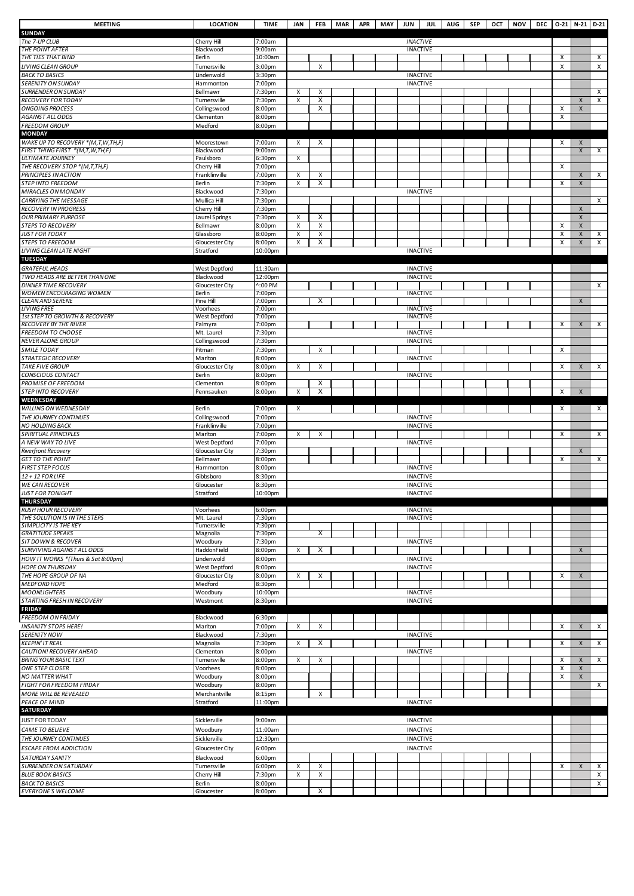| MEETING | LOCATION | TIME | JAN | FEB | MAR | APR | MAY | JUN | JUL | AUG | SEP | OCT | NOV | DEC | O-21 | N-21 | D-21 |
|---|---|---|---|---|---|---|---|---|---|---|---|---|---|---|---|---|---|
| **SUNDAY** | | | | | | | | | | | | | | | | | |
| *The 7-UP CLUB* | Cherry Hill | 7:00am | | | | | | INACTIVE | | | | | | | | | |
| *THE POINT AFTER* | Blackwood | 9:00am | | | | | | INACTIVE | | | | | | | | | |
| *THE TIES THAT BIND* | Berlin | 10:00am | | | | | | | | | | | | | X | | X |
| *LIVING CLEAN GROUP* | Turnersville | 3:00pm | | X | | | | | | | | | | | X | | X |
| *BACK TO BASICS* | Lindenwold | 3:30pm | | | | | | INACTIVE | | | | | | | | | |
| *SERENITY ON SUNDAY* | Hammonton | 7:00pm | | | | | | INACTIVE | | | | | | | | | |
| *SURRENDER ON SUNDAY* | Bellmawr | 7:30pm | X | X | | | | | | | | | | | | | X |
| *RECOVERY FOR TODAY* | Turnersville | 7:30pm | X | X | | | | | | | | | | | | X | X |
| *ONGOING PROCESS* | Collingswood | 8:00pm | | X | | | | | | | | | | | X | X | |
| *AGAINST ALL ODDS* | Clementon | 8:00pm | | | | | | | | | | | | | X | | |
| *FREEDOM GROUP* | Medford | 8:00pm | | | | | | | | | | | | | | | |
| **MONDAY** | | | | | | | | | | | | | | | | | |
| *WAKE UP TO RECOVERY *(M,T,W,TH,F)* | Moorestown | 7:00am | X | X | | | | | | | | | | | X | X | |
| *FIRST THING FIRST *(M,T,W,TH,F)* | Blackwood | 9:00am | | | | | | | | | | | | | | X | X |
| *ULTIMATE JOURNEY* | Paulsboro | 6:30pm | X | | | | | | | | | | | | | | |
| *THE RECOVERY STOP *(M,T,TH,F)* | Cherry Hill | 7:00pm | | | | | | | | | | | | | X | | |
| *PRINCIPLES IN ACTION* | Franklinville | 7:00pm | X | X | | | | | | | | | | | | X | X |
| *STEP INTO FREEDOM* | Berlin | 7:30pm | X | X | | | | | | | | | | | X | X | |
| *MIRACLES ON MONDAY* | Blackwood | 7:30pm | | | | | | INACTIVE | | | | | | | | | |
| *CARRYING THE MESSAGE* | Mullica Hill | 7:30pm | | | | | | | | | | | | | | | X |
| *RECOVERY IN PROGRESS* | Cherry Hill | 7:30pm | | | | | | | | | | | | | | X | |
| *OUR PRIMARY PURPOSE* | Laurel Springs | 7:30pm | X | X | | | | | | | | | | | | X | |
| *STEPS TO RECOVERY* | Bellmawr | 8:00pm | X | X | | | | | | | | | | | X | X | |
| *JUST FOR TODAY* | Glassboro | 8:00pm | X | X | | | | | | | | | | | X | X | X |
| *STEPS TO FREEDOM* | Gloucester City | 8:00pm | X | X | | | | | | | | | | | X | X | X |
| *LIVING CLEAN LATE NIGHT* | Stratford | 10:00pm | | | | | | INACTIVE | | | | | | | | | |
| **TUESDAY** | | | | | | | | | | | | | | | | | |
| *GRATEFUL HEADS* | West Deptford | 11:30am | | | | | | INACTIVE | | | | | | | | | |
| *TWO HEADS ARE BETTER THAN ONE* | Blackwood | 12:00pm | | | | | | INACTIVE | | | | | | | | | |
| *DINNER TIME RECOVERY* | Gloucester City | ^:00 PM | | | | | | | | | | | | | | | X |
| *WOMEN ENCOURAGING WOMEN* | Berlin | 7:00pm | | | | | | INACTIVE | | | | | | | | | |
| *CLEAN AND SERENE* | Pine Hill | 7:00pm | | X | | | | | | | | | | | | X | |
| *LIVING FREE* | Voorhees | 7:00pm | | | | | | INACTIVE | | | | | | | | | |
| *1st STEP TO GROWTH & RECOVERY* | West Deptford | 7:00pm | | | | | | INACTIVE | | | | | | | | | |
| *RECOVERY BY THE RIVER* | Palmyra | 7:00pm | | | | | | | | | | | | | X | X | X |
| *FREEDOM TO CHOOSE* | Mt. Laurel | 7:30pm | | | | | | INACTIVE | | | | | | | | | |
| *NEVER ALONE GROUP* | Collingswood | 7:30pm | | | | | | INACTIVE | | | | | | | | | |
| *SMILE TODAY* | Pitman | 7:30pm | | X | | | | | | | | | | | X | | |
| *STRATEGIC RECOVERY* | Marlton | 8:00pm | | | | | | INACTIVE | | | | | | | | | |
| *TAKE FIVE GROUP* | Gloucester City | 8:00pm | X | X | | | | | | | | | | | X | X | X |
| *CONSCIOUS CONTACT* | Berlin | 8:00pm | | | | | | INACTIVE | | | | | | | | | |
| *PROMISE OF FREEDOM* | Clementon | 8:00pm | | X | | | | | | | | | | | | | |
| *STEP INTO RECOVERY* | Pennsauken | 8:00pm | X | X | | | | | | | | | | | X | X | |
| **WEDNESDAY** | | | | | | | | | | | | | | | | | |
| *WILLING ON WEDNESDAY* | Berlin | 7:00pm | X | | | | | | | | | | | | X | | X |
| *THE JOURNEY CONTINUES* | Collingswood | 7:00pm | | | | | | INACTIVE | | | | | | | | | |
| *NO HOLDING BACK* | Franklinville | 7:00pm | | | | | | INACTIVE | | | | | | | | | |
| *SPIRITUAL PRINCIPLES* | Marlton | 7:00pm | X | X | | | | | | | | | | | X | | X |
| *A NEW WAY TO LIVE* | West Deptford | 7:00pm | | | | | | INACTIVE | | | | | | | | | |
| *Riverfront Recovery* | Gloucester City | 7:30pm | | | | | | | | | | | | | | X | |
| *GET TO THE POINT* | Bellmawr | 8:00pm | | | | | | | | | | | | | X | | X |
| *FIRST STEP FOCUS* | Hammonton | 8:00pm | | | | | | INACTIVE | | | | | | | | | |
| *12 + 12 FOR LIFE* | Gibbsboro | 8:30pm | | | | | | INACTIVE | | | | | | | | | |
| *WE CAN RECOVER* | Gloucester | 8:30pm | | | | | | INACTIVE | | | | | | | | | |
| *JUST FOR TONIGHT* | Stratford | 10:00pm | | | | | | INACTIVE | | | | | | | | | |
| **THURSDAY** | | | | | | | | | | | | | | | | | |
| *RUSH HOUR RECOVERY* | Voorhees | 6:00pm | | | | | | INACTIVE | | | | | | | | | |
| *THE SOLUTION IS IN THE STEPS* | Mt. Laurel | 7:30pm | | | | | | INACTIVE | | | | | | | | | |
| *SIMPLICITY IS THE KEY* | Turnersville | 7:30pm | | | | | | | | | | | | | | | |
| *GRATITUDE SPEAKS* | Magnolia | 7:30pm | | X | | | | | | | | | | | | | |
| *SIT DOWN & RECOVER* | Woodbury | 7:30pm | | | | | | INACTIVE | | | | | | | | | |
| *SURVIVING AGAINST ALL ODDS* | HaddonField | 8:00pm | X | X | | | | | | | | | | | | X | |
| *HOW IT WORKS *(Thurs & Sat 8:00pm)* | Lindenwold | 8:00pm | | | | | | INACTIVE | | | | | | | | | |
| *HOPE ON THURSDAY* | West Deptford | 8:00pm | | | | | | INACTIVE | | | | | | | | | |
| *THE HOPE GROUP OF NA* | Gloucester City | 8:00pm | X | X | | | | | | | | | | | X | X | |
| *MEDFORD HOPE* | Medford | 8:30pm | | | | | | | | | | | | | | | |
| *MOONLIGHTERS* | Woodbury | 10:00pm | | | | | | INACTIVE | | | | | | | | | |
| *STARTING FRESH IN RECOVERY* | Westmont | 8:30pm | | | | | | INACTIVE | | | | | | | | | |
| **FRIDAY** | | | | | | | | | | | | | | | | | |
| *FREEDOM ON FRIDAY* | Blackwood | 6:30pm | | | | | | | | | | | | | | | |
| *INSANITY STOPS HERE!* | Marlton | 7:00pm | X | X | | | | | | | | | | | X | X | X |
| *SERENITY NOW* | Blackwood | 7:30pm | | | | | | INACTIVE | | | | | | | | | |
| *KEEPIN' IT REAL* | Magnolia | 7:30pm | X | X | | | | | | | | | | | X | X | X |
| *CAUTION! RECOVERY AHEAD* | Clementon | 8:00pm | | | | | | INACTIVE | | | | | | | | | |
| *BRING YOUR BASIC TEXT* | Turnersville | 8:00pm | X | X | | | | | | | | | | | X | X | X |
| *ONE STEP CLOSER* | Voorhees | 8:00pm | | | | | | | | | | | | | X | X | |
| *NO MATTER WHAT* | Woodbury | 8:00pm | | | | | | | | | | | | | X | X | |
| *FIGHT FOR FREEDOM FRIDAY* | Woodbury | 8:00pm | | | | | | | | | | | | | | | X |
| *MORE WILL BE REVEALED* | Merchantville | 8:15pm | | X | | | | | | | | | | | | | |
| *PEACE OF MIND* | Stratford | 11:00pm | | | | | | INACTIVE | | | | | | | | | |
| **SATURDAY** | | | | | | | | | | | | | | | | | |
| *JUST FOR TODAY* | Sicklerville | 9:00am | | | | | | INACTIVE | | | | | | | | | |
| *CAME TO BELIEVE* | Woodbury | 11:00am | | | | | | INACTIVE | | | | | | | | | |
| *THE JOURNEY CONTINUES* | Sicklerville | 12:30pm | | | | | | INACTIVE | | | | | | | | | |
| *ESCAPE FROM ADDICTION* | Gloucester City | 6:00pm | | | | | | INACTIVE | | | | | | | | | |
| *SATURDAY SANITY* | Blackwood | 6:00pm | | | | | | | | | | | | | | | |
| *SURRENDER ON SATURDAY* | Turnersville | 6:00pm | X | X | | | | | | | | | | | X | X | X |
| *BLUE BOOK BASICS* | Cherry Hill | 7:30pm | X | X | | | | | | | | | | | | | X |
| *BACK TO BASICS* | Berlin | 8:00pm | | | | | | | | | | | | | | | X |
| *EVERYONE'S WELCOME* | Gloucester | 8:00pm | | X | | | | | | | | | | | | | |